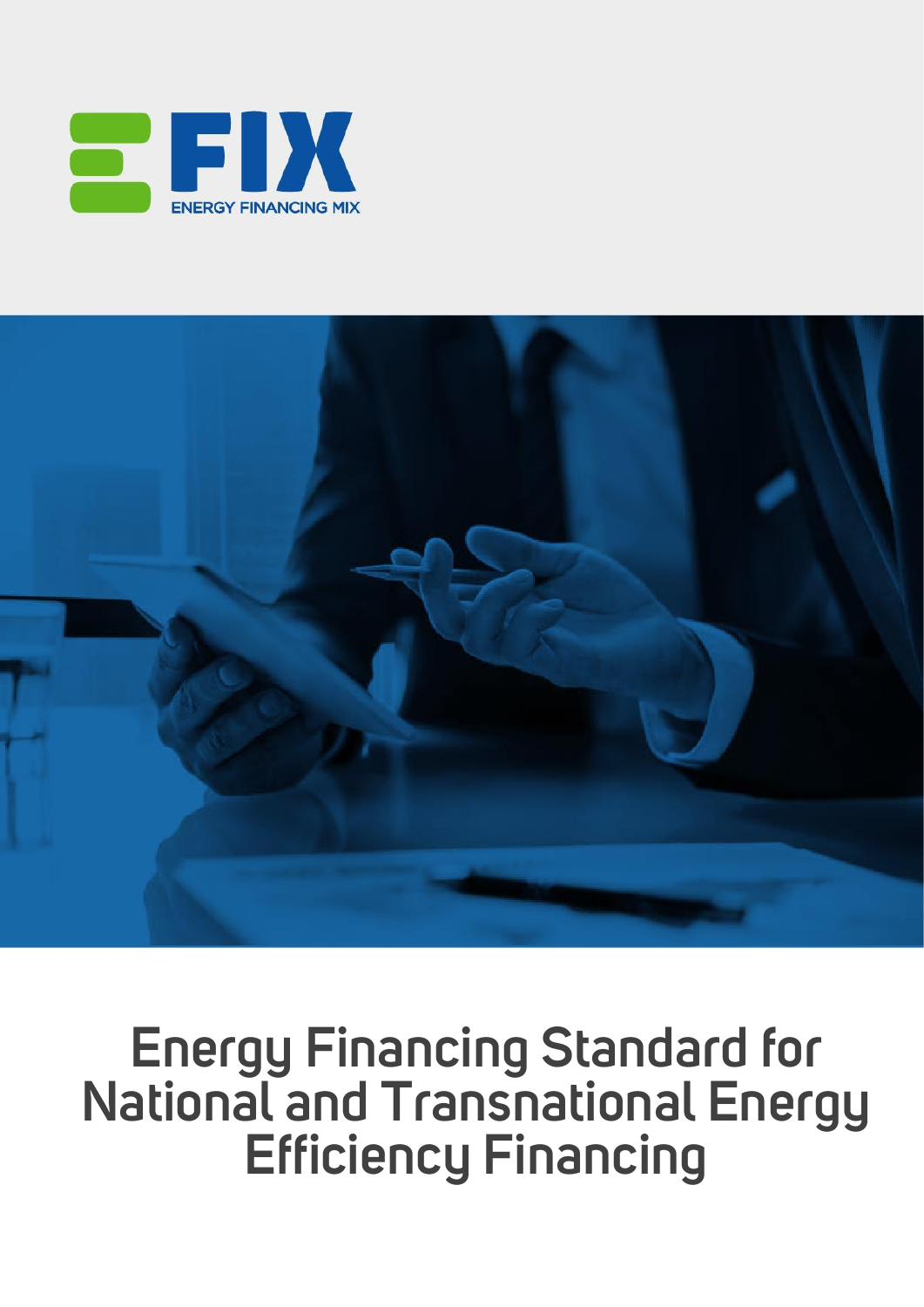EFIX

ENERGY FINANCING MIX

# Energy Financing Standard for National and Transnational Energy Efficiency Financing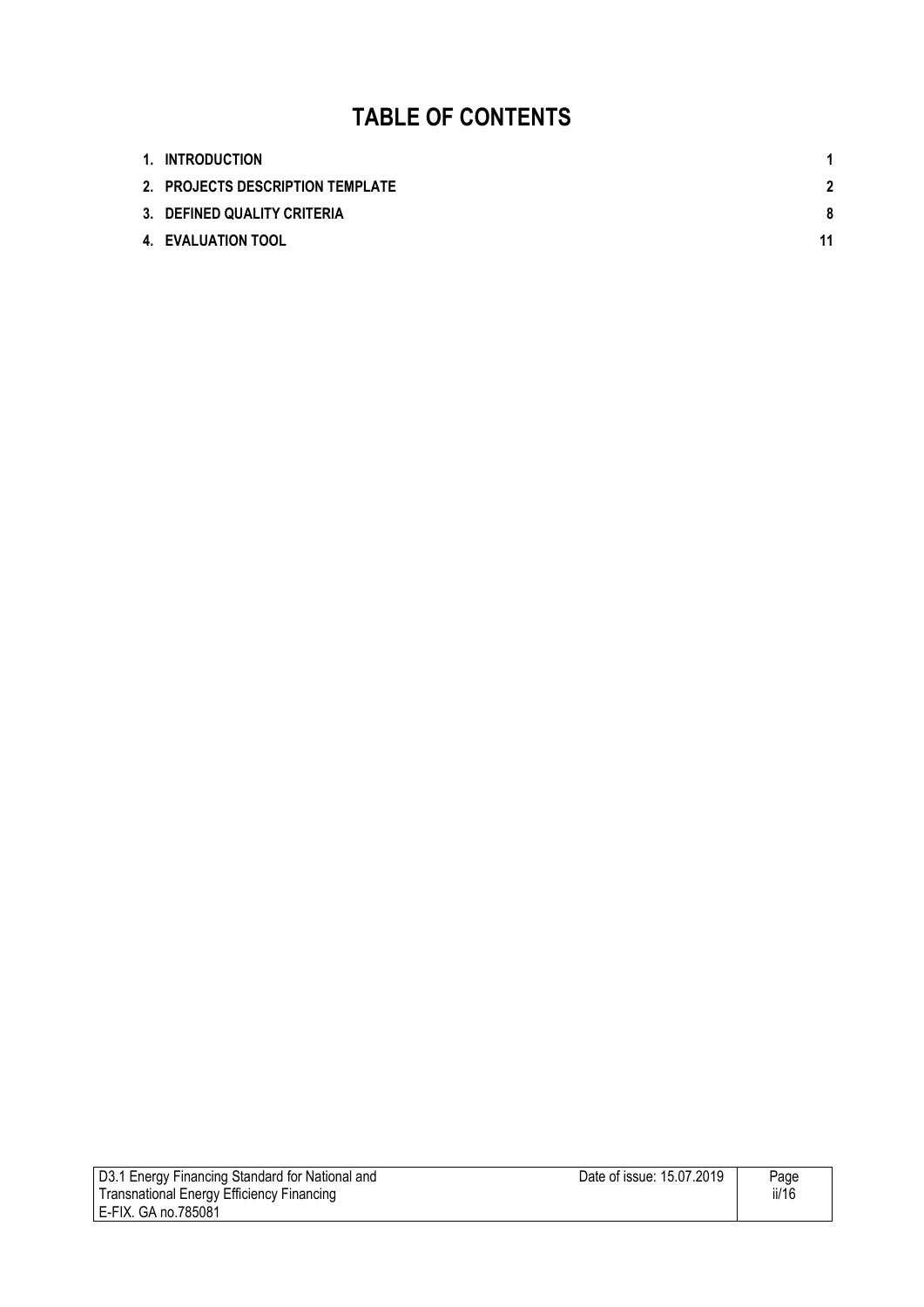# TABLE OF CONTENTS

| | |
|---|---|
| **1. INTRODUCTION** | **1** |
| **2. PROJECTS DESCRIPTION TEMPLATE** | **2** |
| **3. DEFINED QUALITY CRITERIA** | **8** |
| **4. EVALUATION TOOL** | **11** |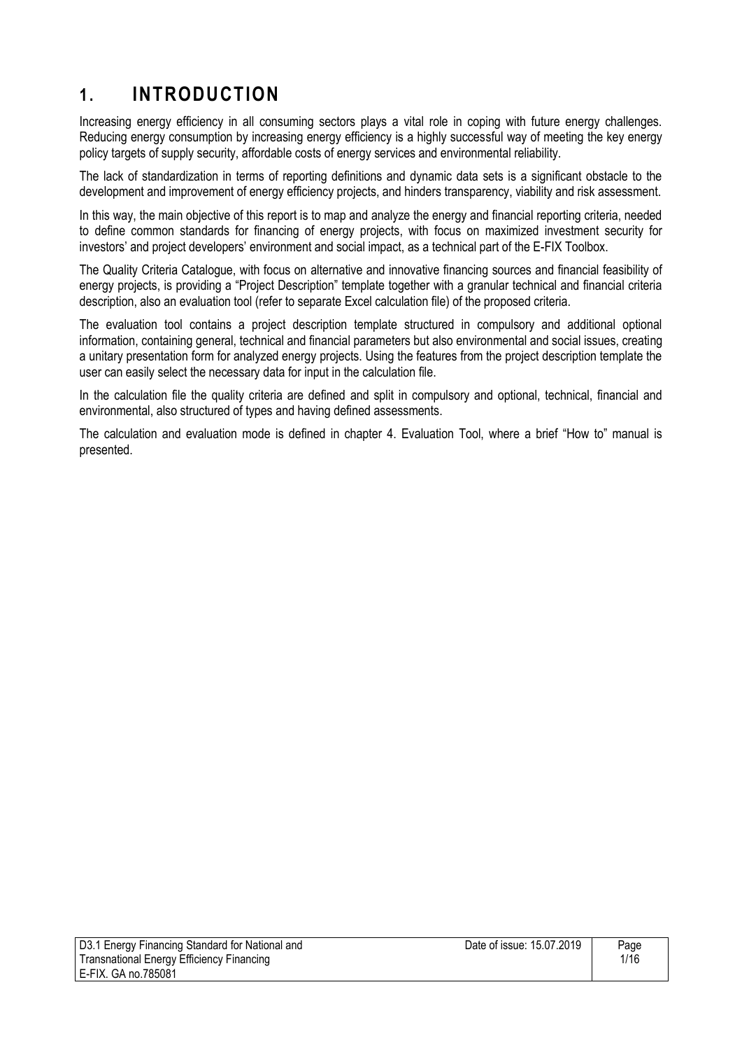# 1. INTRODUCTION

Increasing energy efficiency in all consuming sectors plays a vital role in coping with future energy challenges. Reducing energy consumption by increasing energy efficiency is a highly successful way of meeting the key energy policy targets of supply security, affordable costs of energy services and environmental reliability.

The lack of standardization in terms of reporting definitions and dynamic data sets is a significant obstacle to the development and improvement of energy efficiency projects, and hinders transparency, viability and risk assessment.

In this way, the main objective of this report is to map and analyze the energy and financial reporting criteria, needed to define common standards for financing of energy projects, with focus on maximized investment security for investors' and project developers' environment and social impact, as a technical part of the E-FIX Toolbox.

The Quality Criteria Catalogue, with focus on alternative and innovative financing sources and financial feasibility of energy projects, is providing a "Project Description" template together with a granular technical and financial criteria description, also an evaluation tool (refer to separate Excel calculation file) of the proposed criteria.

The evaluation tool contains a project description template structured in compulsory and additional optional information, containing general, technical and financial parameters but also environmental and social issues, creating a unitary presentation form for analyzed energy projects. Using the features from the project description template the user can easily select the necessary data for input in the calculation file.

In the calculation file the quality criteria are defined and split in compulsory and optional, technical, financial and environmental, also structured of types and having defined assessments.

The calculation and evaluation mode is defined in chapter 4. Evaluation Tool, where a brief "How to" manual is presented.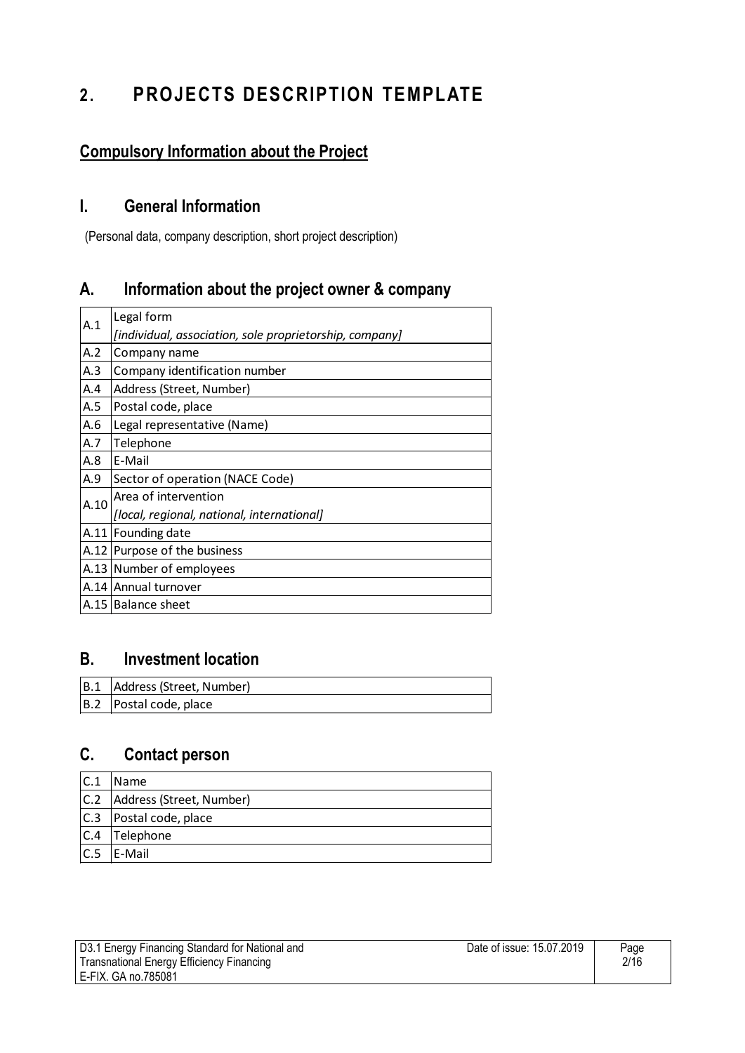# 2. PROJECTS DESCRIPTION TEMPLATE

## Compulsory Information about the Project

## I. General Information

(Personal data, company description, short project description)

## A. Information about the project owner & company

| | |
|---|---|
| A.1 | Legal form<br>*[individual, association, sole proprietorship, company]* |
| A.2 | Company name |
| A.3 | Company identification number |
| A.4 | Address (Street, Number) |
| A.5 | Postal code, place |
| A.6 | Legal representative (Name) |
| A.7 | Telephone |
| A.8 | E-Mail |
| A.9 | Sector of operation (NACE Code) |
| A.10 | Area of intervention<br>*[local, regional, national, international]* |
| A.11 | Founding date |
| A.12 | Purpose of the business |
| A.13 | Number of employees |
| A.14 | Annual turnover |
| A.15 | Balance sheet |

## B. Investment location

| | |
|---|---|
| B.1 | Address (Street, Number) |
| B.2 | Postal code, place |

## C. Contact person

| | |
|---|---|
| C.1 | Name |
| C.2 | Address (Street, Number) |
| C.3 | Postal code, place |
| C.4 | Telephone |
| C.5 | E-Mail |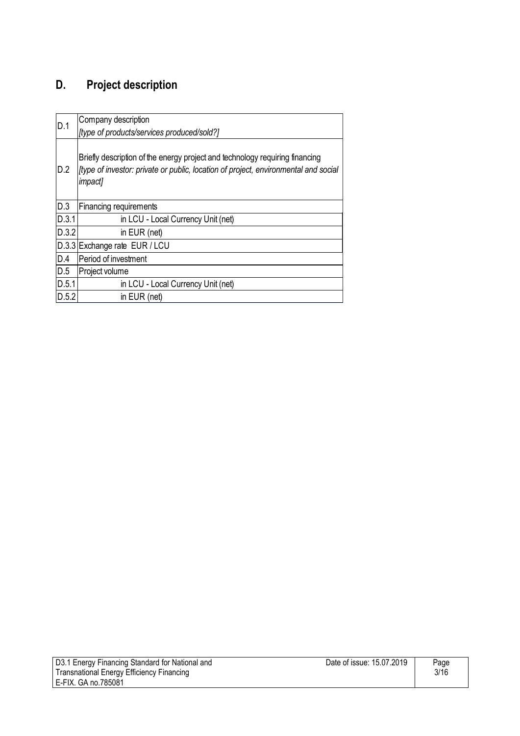## D. Project description

| | |
|---|---|
| D.1 | Company description<br>*[type of products/services produced/sold?]* |
| D.2 | Briefly description of the energy project and technology requiring financing<br>*[type of investor: private or public, location of project, environmental and social impact]* |
| D.3 | Financing requirements |
| D.3.1 | in LCU - Local Currency Unit (net) |
| D.3.2 | in EUR (net) |
| D.3.3 | Exchange rate EUR / LCU |
| D.4 | Period of investment |
| D.5 | Project volume |
| D.5.1 | in LCU - Local Currency Unit (net) |
| D.5.2 | in EUR (net) |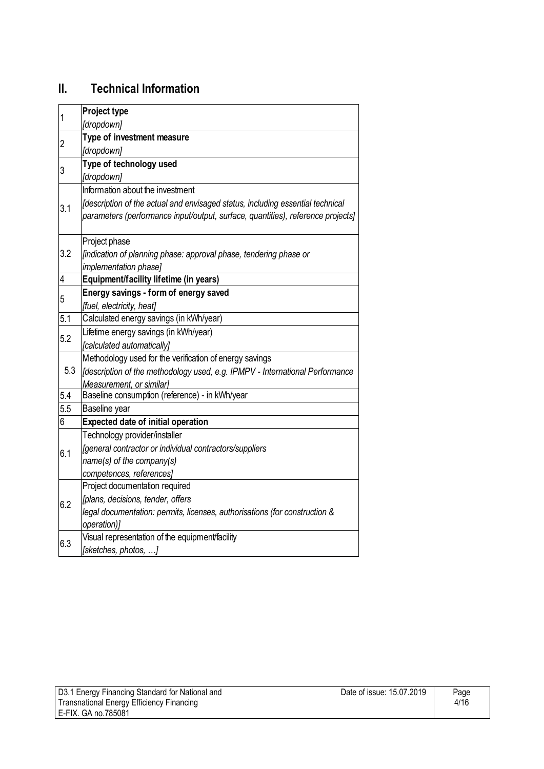## II. Technical Information

| | |
|---|---|
| 1 | **Project type**<br>*[dropdown]* |
| 2 | **Type of investment measure**<br>*[dropdown]* |
| 3 | **Type of technology used**<br>*[dropdown]* |
| 3.1 | Information about the investment<br>*[description of the actual and envisaged status, including essential technical parameters (performance input/output, surface, quantities), reference projects]* |
| 3.2 | Project phase<br>*[indication of planning phase: approval phase, tendering phase or implementation phase]* |
| 4 | **Equipment/facility lifetime (in years)** |
| 5 | **Energy savings - form of energy saved**<br>*[fuel, electricity, heat]* |
| 5.1 | Calculated energy savings (in kWh/year) |
| 5.2 | Lifetime energy savings (in kWh/year)<br>*[calculated automatically]* |
| 5.3 | Methodology used for the verification of energy savings<br>*[description of the methodology used, e.g. IPMPV - International Performance Measurement, or similar]* |
| 5.4 | Baseline consumption (reference) - in kWh/year |
| 5.5 | Baseline year |
| 6 | **Expected date of initial operation** |
| 6.1 | Technology provider/installer<br>*[general contractor or individual contractors/suppliers name(s) of the company(s) competences, references]* |
| 6.2 | Project documentation required<br>*[plans, decisions, tender, offers legal documentation: permits, licenses, authorisations (for construction & operation)]* |
| 6.3 | Visual representation of the equipment/facility<br>*[sketches, photos, …]* |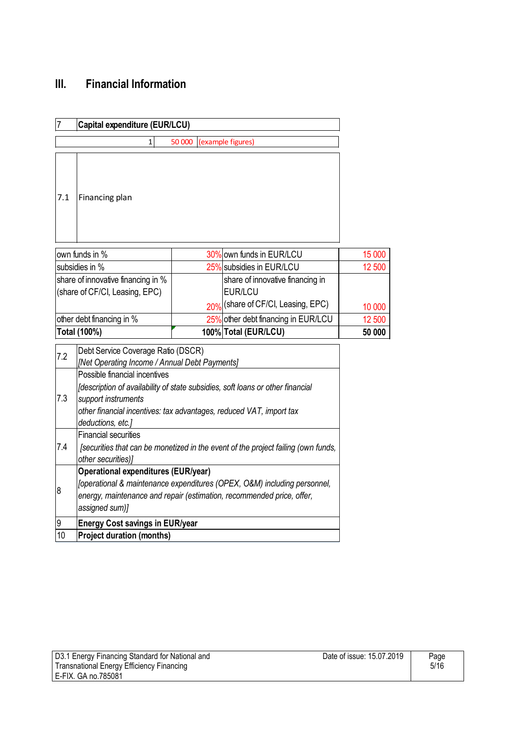## III. Financial Information

| 7 | Capital expenditure (EUR/LCU) | | |
|---|---|---|---|
| | 1 | 50 000 | (example figures) |

| 7.1 | Financing plan |
|---|---|

| | | | |
|---|---|---|---|
| own funds in % | 30% | own funds in EUR/LCU | 15 000 |
| subsidies in % | 25% | subsidies in EUR/LCU | 12 500 |
| share of innovative financing in % (share of CF/CI, Leasing, EPC) | 20% | share of innovative financing in EUR/LCU (share of CF/CI, Leasing, EPC) | 10 000 |
| other debt financing in % | 25% | other debt financing in EUR/LCU | 12 500 |
| **Total (100%)** | **100%** | **Total (EUR/LCU)** | **50 000** |

| | |
|---|---|
| 7.2 | Debt Service Coverage Ratio (DSCR)<br>*[Net Operating Income / Annual Debt Payments]* |
| 7.3 | Possible financial incentives<br>*[description of availability of state subsidies, soft loans or other financial support instruments*<br>*other financial incentives: tax advantages, reduced VAT, import tax deductions, etc.]* |
| 7.4 | Financial securities<br>*[securities that can be monetized in the event of the project failing (own funds, other securities)]* |
| 8 | **Operational expenditures (EUR/year)**<br>*[operational & maintenance expenditures (OPEX, O&M) including personnel, energy, maintenance and repair (estimation, recommended price, offer, assigned sum)]* |
| 9 | **Energy Cost savings in EUR/year** |
| 10 | **Project duration (months)** |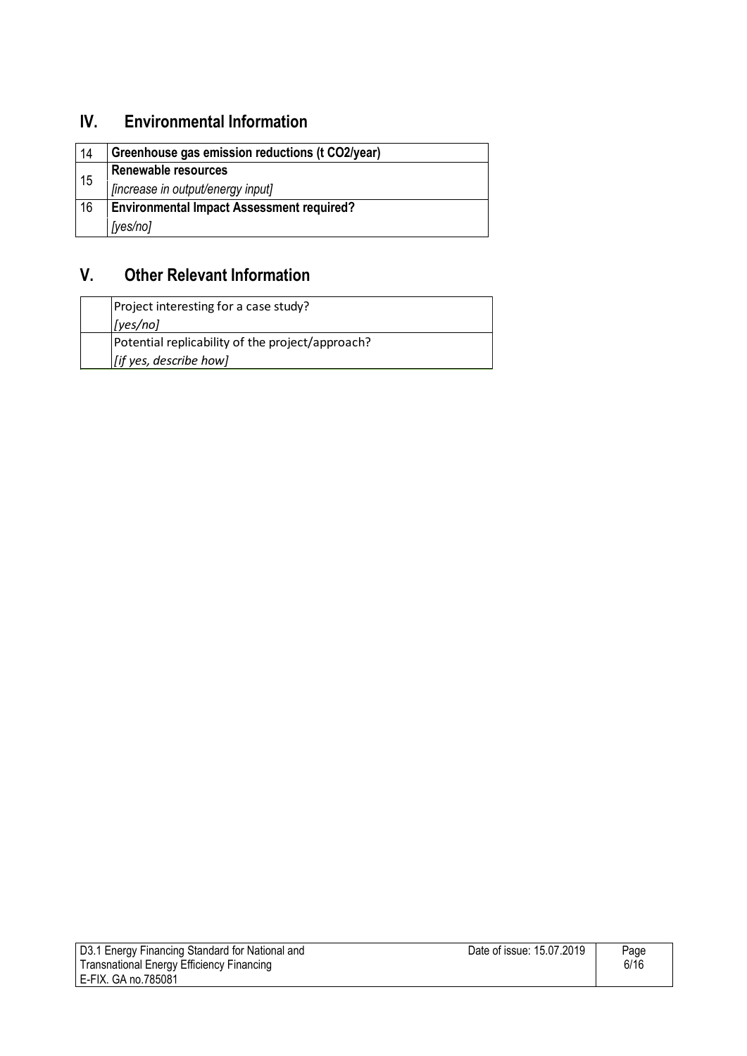## IV. Environmental Information

| | |
|---|---|
| 14 | **Greenhouse gas emission reductions (t CO2/year)** |
| 15 | **Renewable resources**<br>*[increase in output/energy input]* |
| 16 | **Environmental Impact Assessment required?**<br>*[yes/no]* |

## V. Other Relevant Information

| | |
|---|---|
| | Project interesting for a case study?<br>*[yes/no]* |
| | Potential replicability of the project/approach?<br>*[if yes, describe how]* |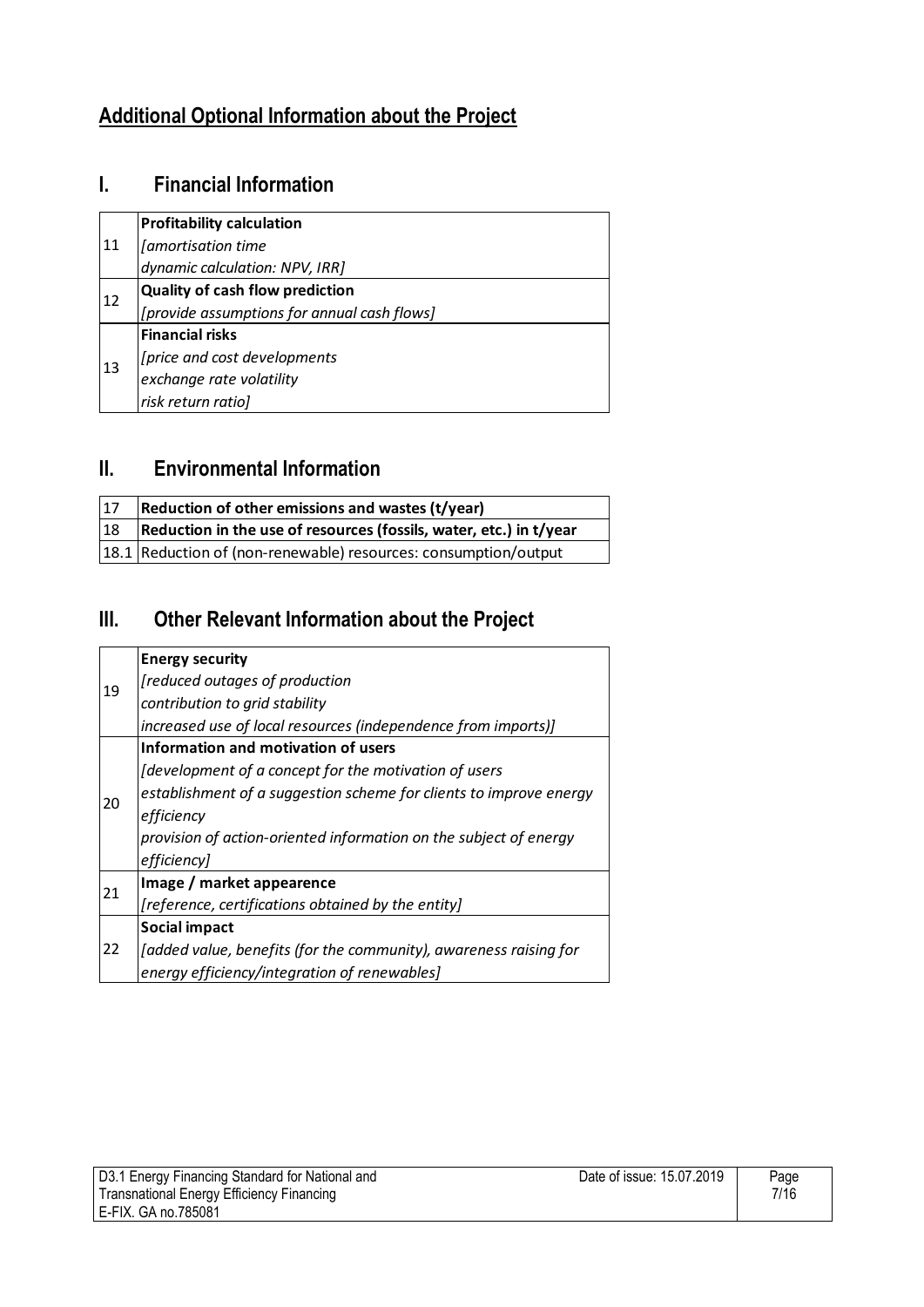## Additional Optional Information about the Project

### I. Financial Information

| | |
|---|---|
| 11 | **Profitability calculation**<br>*[amortisation time*<br>*dynamic calculation: NPV, IRR]* |
| 12 | **Quality of cash flow prediction**<br>*[provide assumptions for annual cash flows]* |
| 13 | **Financial risks**<br>*[price and cost developments*<br>*exchange rate volatility*<br>*risk return ratio]* |

### II. Environmental Information

| | |
|---|---|
| 17 | **Reduction of other emissions and wastes (t/year)** |
| 18 | **Reduction in the use of resources (fossils, water, etc.) in t/year** |
| 18.1 | Reduction of (non-renewable) resources: consumption/output |

### III. Other Relevant Information about the Project

| | |
|---|---|
| 19 | **Energy security**<br>*[reduced outages of production*<br>*contribution to grid stability*<br>*increased use of local resources (independence from imports)]* |
| 20 | **Information and motivation of users**<br>*[development of a concept for the motivation of users*<br>*establishment of a suggestion scheme for clients to improve energy efficiency*<br>*provision of action-oriented information on the subject of energy efficiency]* |
| 21 | **Image / market appearence**<br>*[reference, certifications obtained by the entity]* |
| 22 | **Social impact**<br>*[added value, benefits (for the community), awareness raising for energy efficiency/integration of renewables]* |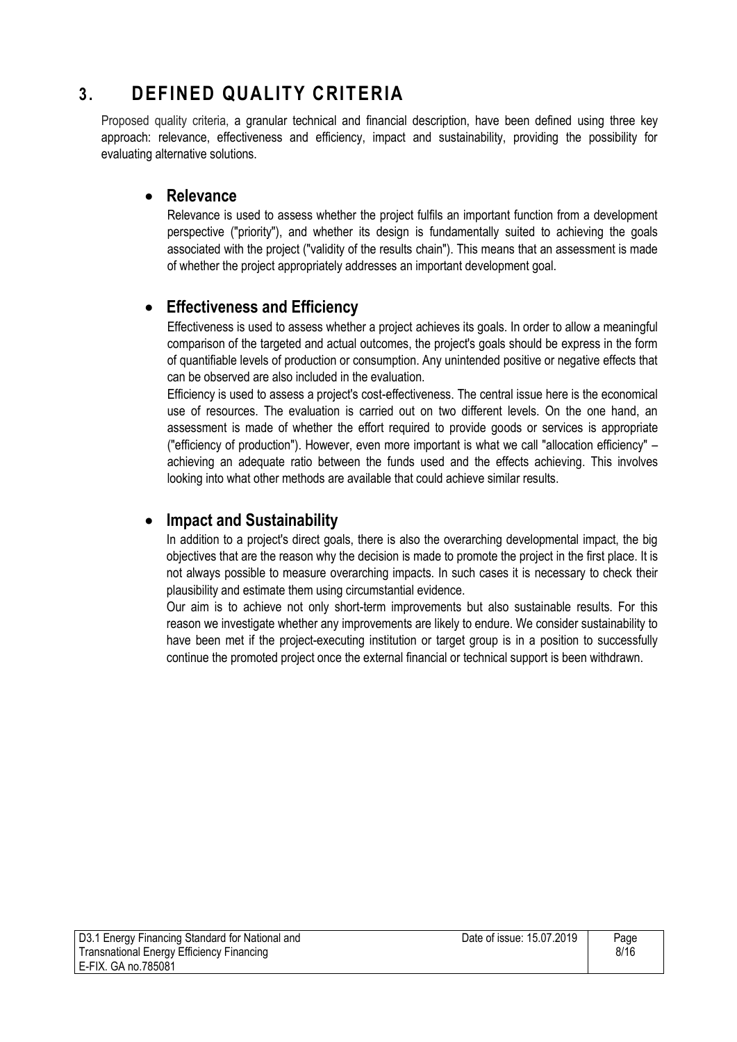# 3. DEFINED QUALITY CRITERIA

Proposed quality criteria, a granular technical and financial description, have been defined using three key approach: relevance, effectiveness and efficiency, impact and sustainability, providing the possibility for evaluating alternative solutions.

- **Relevance**

  Relevance is used to assess whether the project fulfils an important function from a development perspective ("priority"), and whether its design is fundamentally suited to achieving the goals associated with the project ("validity of the results chain"). This means that an assessment is made of whether the project appropriately addresses an important development goal.

- **Effectiveness and Efficiency**

  Effectiveness is used to assess whether a project achieves its goals. In order to allow a meaningful comparison of the targeted and actual outcomes, the project's goals should be express in the form of quantifiable levels of production or consumption. Any unintended positive or negative effects that can be observed are also included in the evaluation.

  Efficiency is used to assess a project's cost-effectiveness. The central issue here is the economical use of resources. The evaluation is carried out on two different levels. On the one hand, an assessment is made of whether the effort required to provide goods or services is appropriate ("efficiency of production"). However, even more important is what we call "allocation efficiency" – achieving an adequate ratio between the funds used and the effects achieving. This involves looking into what other methods are available that could achieve similar results.

- **Impact and Sustainability**

  In addition to a project's direct goals, there is also the overarching developmental impact, the big objectives that are the reason why the decision is made to promote the project in the first place. It is not always possible to measure overarching impacts. In such cases it is necessary to check their plausibility and estimate them using circumstantial evidence.

  Our aim is to achieve not only short-term improvements but also sustainable results. For this reason we investigate whether any improvements are likely to endure. We consider sustainability to have been met if the project-executing institution or target group is in a position to successfully continue the promoted project once the external financial or technical support is been withdrawn.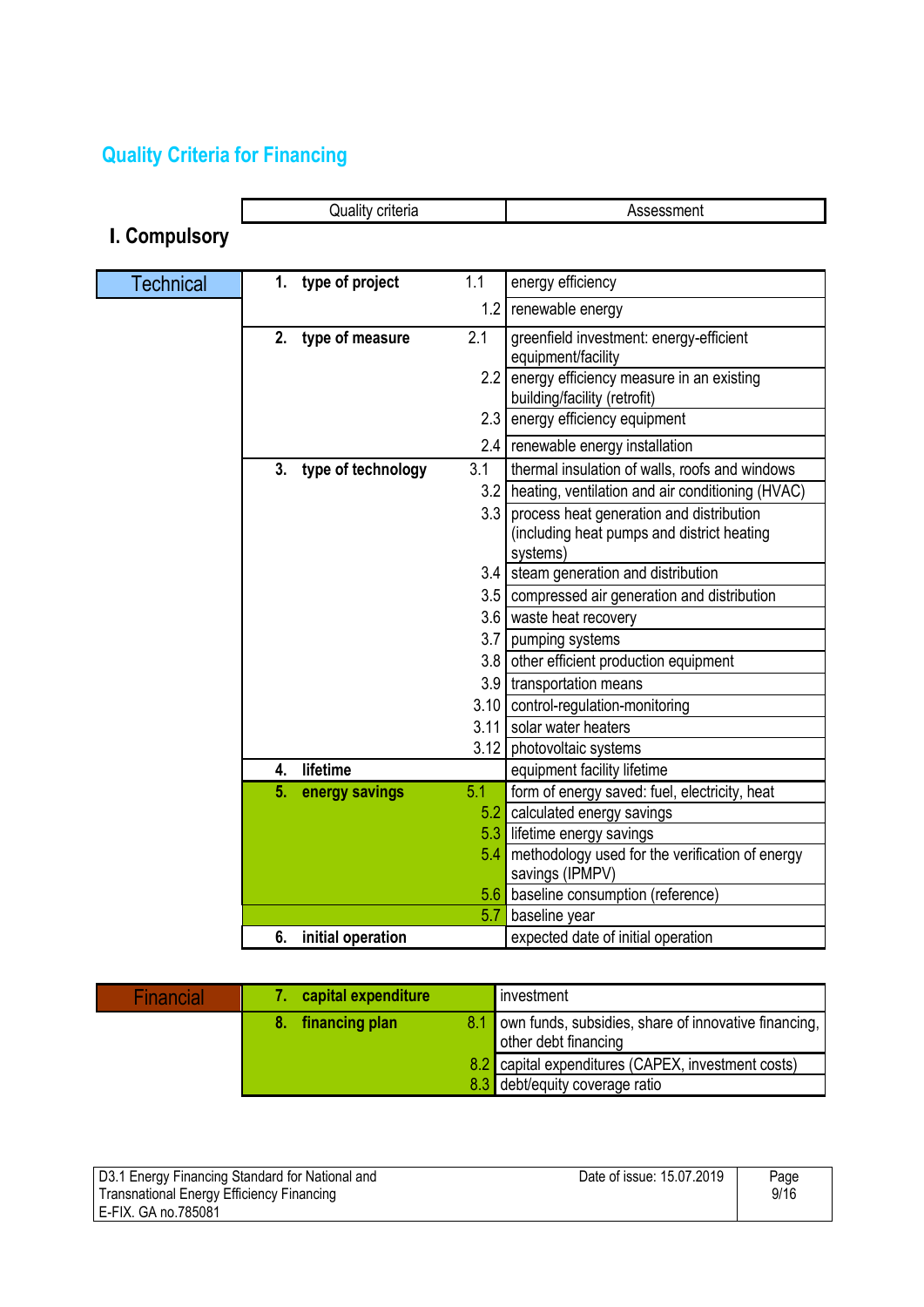## Quality Criteria for Financing

### I. Compulsory

| | Quality criteria | | Assessment |
|---|---|---|---|
| Technical | 1. type of project | 1.1 | energy efficiency |
| | | 1.2 | renewable energy |
| | 2. type of measure | 2.1 | greenfield investment: energy-efficient equipment/facility |
| | | 2.2 | energy efficiency measure in an existing building/facility (retrofit) |
| | | 2.3 | energy efficiency equipment |
| | | 2.4 | renewable energy installation |
| | 3. type of technology | 3.1 | thermal insulation of walls, roofs and windows |
| | | 3.2 | heating, ventilation and air conditioning (HVAC) |
| | | 3.3 | process heat generation and distribution (including heat pumps and district heating systems) |
| | | 3.4 | steam generation and distribution |
| | | 3.5 | compressed air generation and distribution |
| | | 3.6 | waste heat recovery |
| | | 3.7 | pumping systems |
| | | 3.8 | other efficient production equipment |
| | | 3.9 | transportation means |
| | | 3.10 | control-regulation-monitoring |
| | | 3.11 | solar water heaters |
| | | 3.12 | photovoltaic systems |
| | 4. lifetime | | equipment facility lifetime |
| | 5. energy savings | 5.1 | form of energy saved: fuel, electricity, heat |
| | | 5.2 | calculated energy savings |
| | | 5.3 | lifetime energy savings |
| | | 5.4 | methodology used for the verification of energy savings (IPMPV) |
| | | 5.6 | baseline consumption (reference) |
| | | 5.7 | baseline year |
| | 6. initial operation | | expected date of initial operation |
| Financial | 7. capital expenditure | | investment |
| | 8. financing plan | 8.1 | own funds, subsidies, share of innovative financing, other debt financing |
| | | 8.2 | capital expenditures (CAPEX, investment costs) |
| | | 8.3 | debt/equity coverage ratio |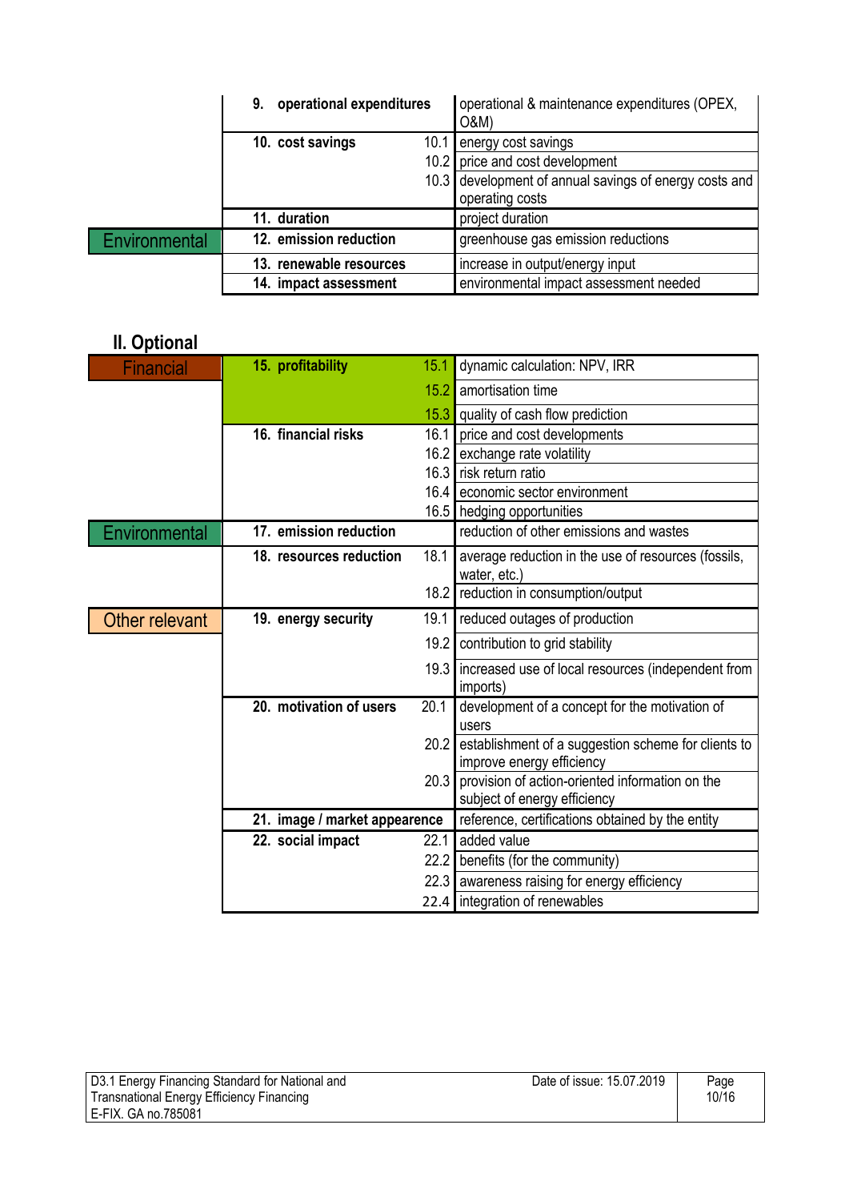| | | | |
|---|---|---|---|
| | **9. operational expenditures** | | operational & maintenance expenditures (OPEX, O&M) |
| | **10. cost savings** | 10.1 | energy cost savings |
| | | 10.2 | price and cost development |
| | | 10.3 | development of annual savings of energy costs and operating costs |
| | **11. duration** | | project duration |
| Environmental | **12. emission reduction** | | greenhouse gas emission reductions |
| | **13. renewable resources** | | increase in output/energy input |
| | **14. impact assessment** | | environmental impact assessment needed |

## II. Optional

| | | | |
|---|---|---|---|
| Financial | **15. profitability** | 15.1 | dynamic calculation: NPV, IRR |
| | | 15.2 | amortisation time |
| | | 15.3 | quality of cash flow prediction |
| | **16. financial risks** | 16.1 | price and cost developments |
| | | 16.2 | exchange rate volatility |
| | | 16.3 | risk return ratio |
| | | 16.4 | economic sector environment |
| | | 16.5 | hedging opportunities |
| Environmental | **17. emission reduction** | | reduction of other emissions and wastes |
| | **18. resources reduction** | 18.1 | average reduction in the use of resources (fossils, water, etc.) |
| | | 18.2 | reduction in consumption/output |
| Other relevant | **19. energy security** | 19.1 | reduced outages of production |
| | | 19.2 | contribution to grid stability |
| | | 19.3 | increased use of local resources (independent from imports) |
| | **20. motivation of users** | 20.1 | development of a concept for the motivation of users |
| | | 20.2 | establishment of a suggestion scheme for clients to improve energy efficiency |
| | | 20.3 | provision of action-oriented information on the subject of energy efficiency |
| | **21. image / market appearence** | | reference, certifications obtained by the entity |
| | **22. social impact** | 22.1 | added value |
| | | 22.2 | benefits (for the community) |
| | | 22.3 | awareness raising for energy efficiency |
| | | 22.4 | integration of renewables |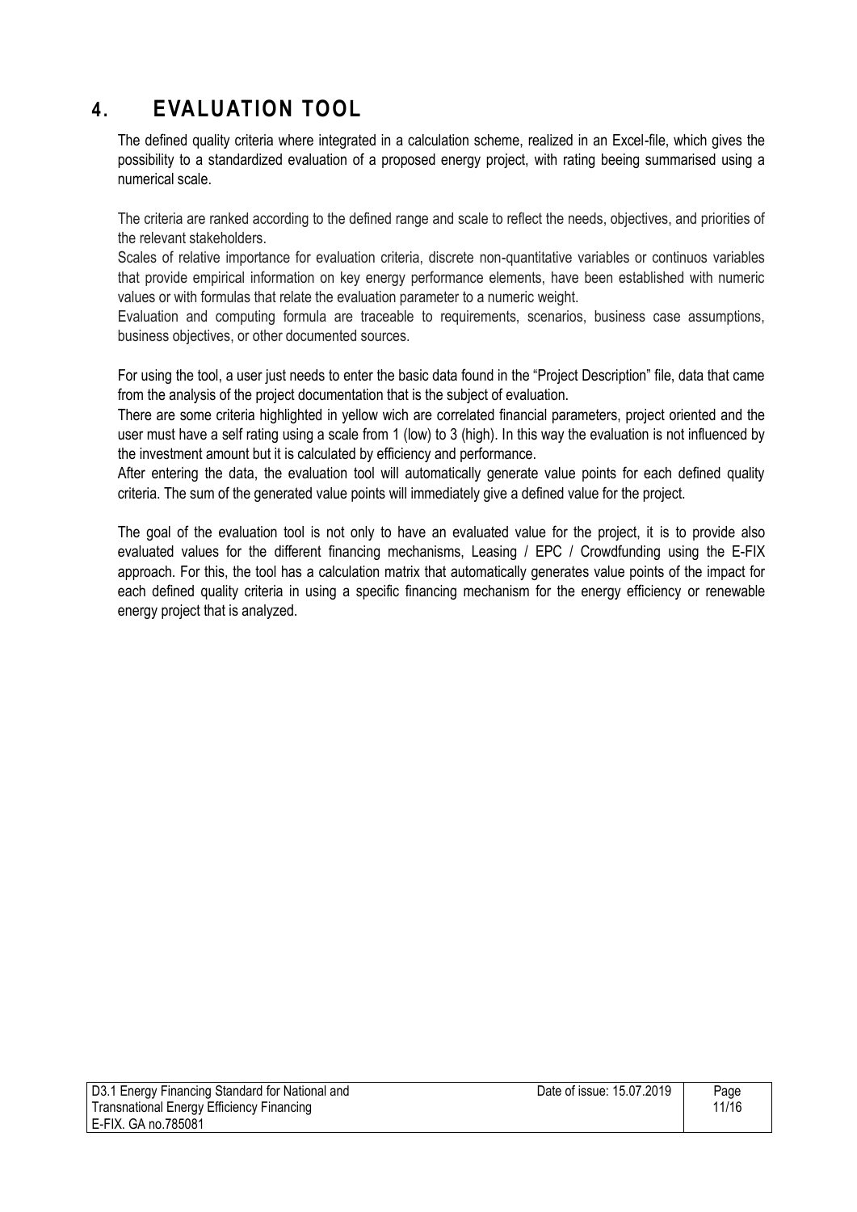# 4. EVALUATION TOOL

The defined quality criteria where integrated in a calculation scheme, realized in an Excel-file, which gives the possibility to a standardized evaluation of a proposed energy project, with rating beeing summarised using a numerical scale.

The criteria are ranked according to the defined range and scale to reflect the needs, objectives, and priorities of the relevant stakeholders.

Scales of relative importance for evaluation criteria, discrete non-quantitative variables or continuos variables that provide empirical information on key energy performance elements, have been established with numeric values or with formulas that relate the evaluation parameter to a numeric weight.

Evaluation and computing formula are traceable to requirements, scenarios, business case assumptions, business objectives, or other documented sources.

For using the tool, a user just needs to enter the basic data found in the "Project Description" file, data that came from the analysis of the project documentation that is the subject of evaluation.

There are some criteria highlighted in yellow wich are correlated financial parameters, project oriented and the user must have a self rating using a scale from 1 (low) to 3 (high). In this way the evaluation is not influenced by the investment amount but it is calculated by efficiency and performance.

After entering the data, the evaluation tool will automatically generate value points for each defined quality criteria. The sum of the generated value points will immediately give a defined value for the project.

The goal of the evaluation tool is not only to have an evaluated value for the project, it is to provide also evaluated values for the different financing mechanisms, Leasing / EPC / Crowdfunding using the E-FIX approach. For this, the tool has a calculation matrix that automatically generates value points of the impact for each defined quality criteria in using a specific financing mechanism for the energy efficiency or renewable energy project that is analyzed.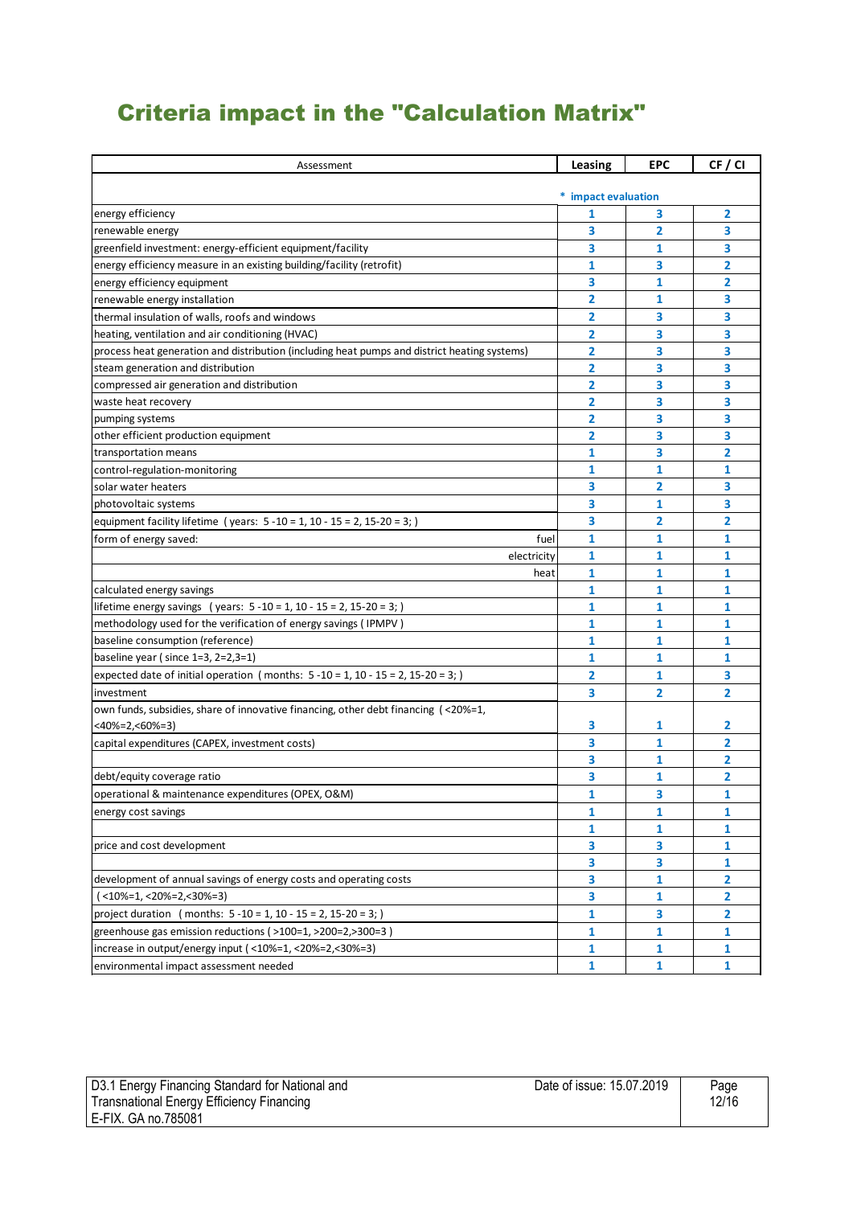# Criteria impact in the "Calculation Matrix"

| Assessment | Leasing | EPC | CF / CI |
|---|---|---|---|
| | * impact evaluation | | |
| energy efficiency | 1 | 3 | 2 |
| renewable energy | 3 | 2 | 3 |
| greenfield investment: energy-efficient equipment/facility | 3 | 1 | 3 |
| energy efficiency measure in an existing building/facility (retrofit) | 1 | 3 | 2 |
| energy efficiency equipment | 3 | 1 | 2 |
| renewable energy installation | 2 | 1 | 3 |
| thermal insulation of walls, roofs and windows | 2 | 3 | 3 |
| heating, ventilation and air conditioning (HVAC) | 2 | 3 | 3 |
| process heat generation and distribution (including heat pumps and district heating systems) | 2 | 3 | 3 |
| steam generation and distribution | 2 | 3 | 3 |
| compressed air generation and distribution | 2 | 3 | 3 |
| waste heat recovery | 2 | 3 | 3 |
| pumping systems | 2 | 3 | 3 |
| other efficient production equipment | 2 | 3 | 3 |
| transportation means | 1 | 3 | 2 |
| control-regulation-monitoring | 1 | 1 | 1 |
| solar water heaters | 3 | 2 | 3 |
| photovoltaic systems | 3 | 1 | 3 |
| equipment facility lifetime ( years: 5 -10 = 1, 10 - 15 = 2, 15-20 = 3; ) | 3 | 2 | 2 |
| form of energy saved: fuel | 1 | 1 | 1 |
| electricity | 1 | 1 | 1 |
| heat | 1 | 1 | 1 |
| calculated energy savings | 1 | 1 | 1 |
| lifetime energy savings ( years: 5 -10 = 1, 10 - 15 = 2, 15-20 = 3; ) | 1 | 1 | 1 |
| methodology used for the verification of energy savings ( IPMPV ) | 1 | 1 | 1 |
| baseline consumption (reference) | 1 | 1 | 1 |
| baseline year ( since 1=3, 2=2,3=1) | 1 | 1 | 1 |
| expected date of initial operation ( months: 5 -10 = 1, 10 - 15 = 2, 15-20 = 3; ) | 2 | 1 | 3 |
| investment | 3 | 2 | 2 |
| own funds, subsidies, share of innovative financing, other debt financing ( <20%=1, <40%=2,<60%=3) | 3 | 1 | 2 |
| capital expenditures (CAPEX, investment costs) | 3 | 1 | 2 |
| | 3 | 1 | 2 |
| debt/equity coverage ratio | 3 | 1 | 2 |
| operational & maintenance expenditures (OPEX, O&M) | 1 | 3 | 1 |
| energy cost savings | 1 | 1 | 1 |
| | 1 | 1 | 1 |
| price and cost development | 3 | 3 | 1 |
| | 3 | 3 | 1 |
| development of annual savings of energy costs and operating costs | 3 | 1 | 2 |
| ( <10%=1, <20%=2,<30%=3) | 3 | 1 | 2 |
| project duration ( months: 5 -10 = 1, 10 - 15 = 2, 15-20 = 3; ) | 1 | 3 | 2 |
| greenhouse gas emission reductions ( >100=1, >200=2,>300=3 ) | 1 | 1 | 1 |
| increase in output/energy input ( <10%=1, <20%=2,<30%=3) | 1 | 1 | 1 |
| environmental impact assessment needed | 1 | 1 | 1 |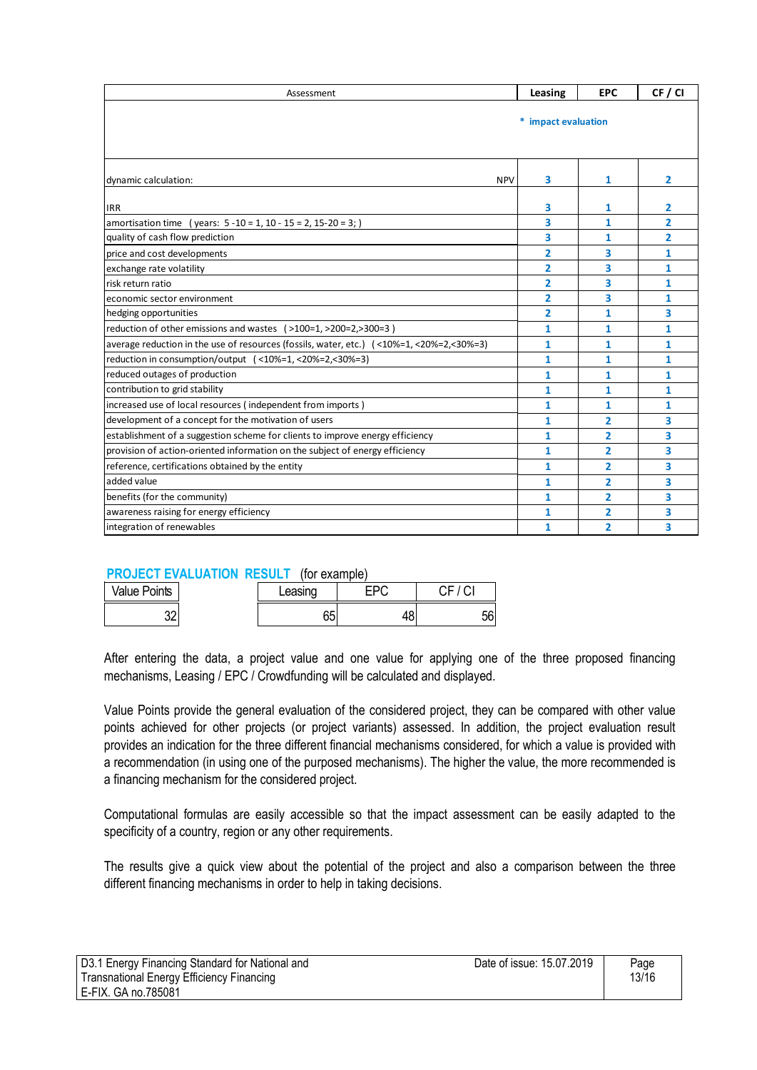| Assessment | Leasing | EPC | CF / CI |
|---|---|---|---|
| | * impact evaluation | | |
| dynamic calculation: NPV | 3 | 1 | 2 |
| IRR | 3 | 1 | 2 |
| amortisation time ( years: 5 -10 = 1, 10 - 15 = 2, 15-20 = 3; ) | 3 | 1 | 2 |
| quality of cash flow prediction | 3 | 1 | 2 |
| price and cost developments | 2 | 3 | 1 |
| exchange rate volatility | 2 | 3 | 1 |
| risk return ratio | 2 | 3 | 1 |
| economic sector environment | 2 | 3 | 1 |
| hedging opportunities | 2 | 1 | 3 |
| reduction of other emissions and wastes ( >100=1, >200=2,>300=3 ) | 1 | 1 | 1 |
| average reduction in the use of resources (fossils, water, etc.) ( <10%=1, <20%=2,<30%=3) | 1 | 1 | 1 |
| reduction in consumption/output ( <10%=1, <20%=2,<30%=3) | 1 | 1 | 1 |
| reduced outages of production | 1 | 1 | 1 |
| contribution to grid stability | 1 | 1 | 1 |
| increased use of local resources ( independent from imports ) | 1 | 1 | 1 |
| development of a concept for the motivation of users | 1 | 2 | 3 |
| establishment of a suggestion scheme for clients to improve energy efficiency | 1 | 2 | 3 |
| provision of action-oriented information on the subject of energy efficiency | 1 | 2 | 3 |
| reference, certifications obtained by the entity | 1 | 2 | 3 |
| added value | 1 | 2 | 3 |
| benefits (for the community) | 1 | 2 | 3 |
| awareness raising for energy efficiency | 1 | 2 | 3 |
| integration of renewables | 1 | 2 | 3 |

**PROJECT EVALUATION RESULT** (for example)

| Value Points | | Leasing | EPC | CF / CI |
|---|---|---|---|---|
| 32 | | 65 | 48 | 56 |

After entering the data, a project value and one value for applying one of the three proposed financing mechanisms, Leasing / EPC / Crowdfunding will be calculated and displayed.

Value Points provide the general evaluation of the considered project, they can be compared with other value points achieved for other projects (or project variants) assessed. In addition, the project evaluation result provides an indication for the three different financial mechanisms considered, for which a value is provided with a recommendation (in using one of the purposed mechanisms). The higher the value, the more recommended is a financing mechanism for the considered project.

Computational formulas are easily accessible so that the impact assessment can be easily adapted to the specificity of a country, region or any other requirements.

The results give a quick view about the potential of the project and also a comparison between the three different financing mechanisms in order to help in taking decisions.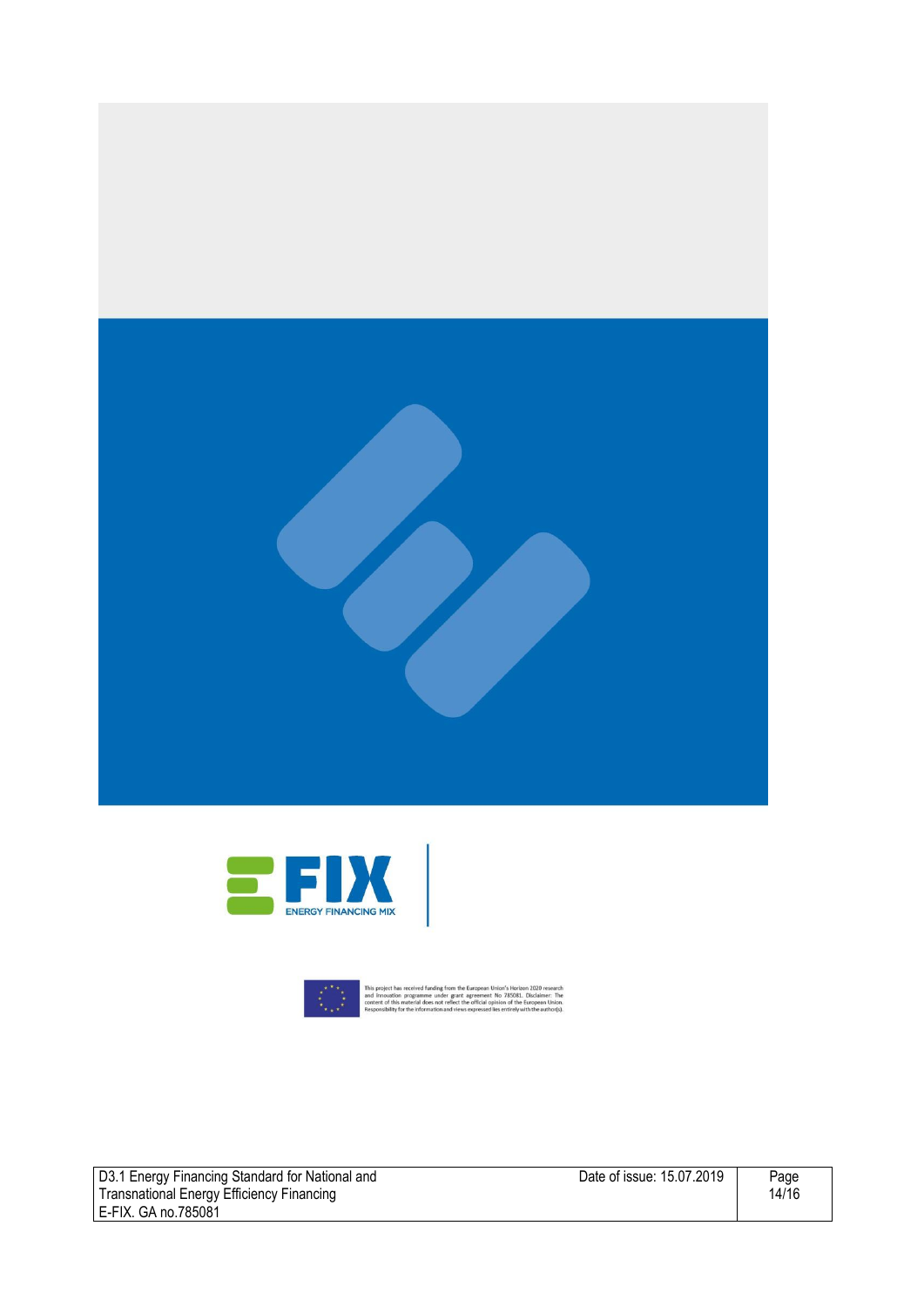ENERGY FINANCING MIX

This project has received funding from the European Union's Horizon 2020 research and innovation programme under grant agreement No 785081. Disclaimer: The content of this material does not reflect the official opinion of the European Union. Responsibility for the information and views expressed lies entirely with the author(s).